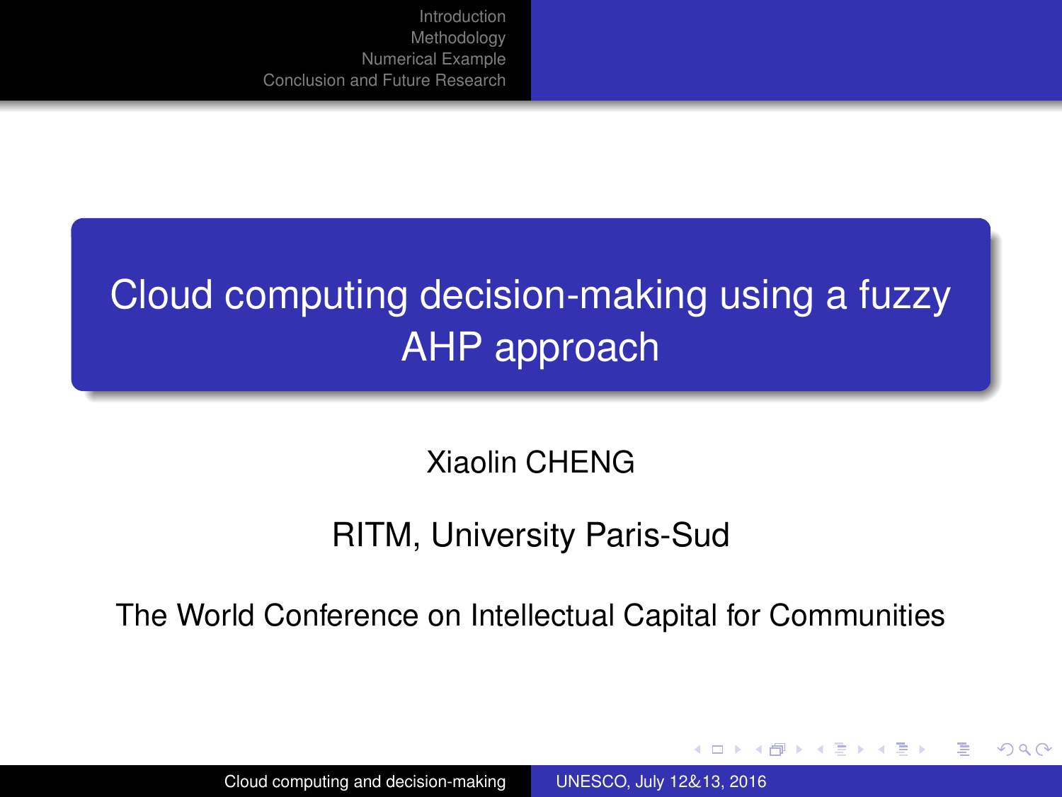# Cloud computing decision-making using a fuzzy AHP approach

Xiaolin CHENG

RITM, University Paris-Sud

The World Conference on Intellectual Capital for Communities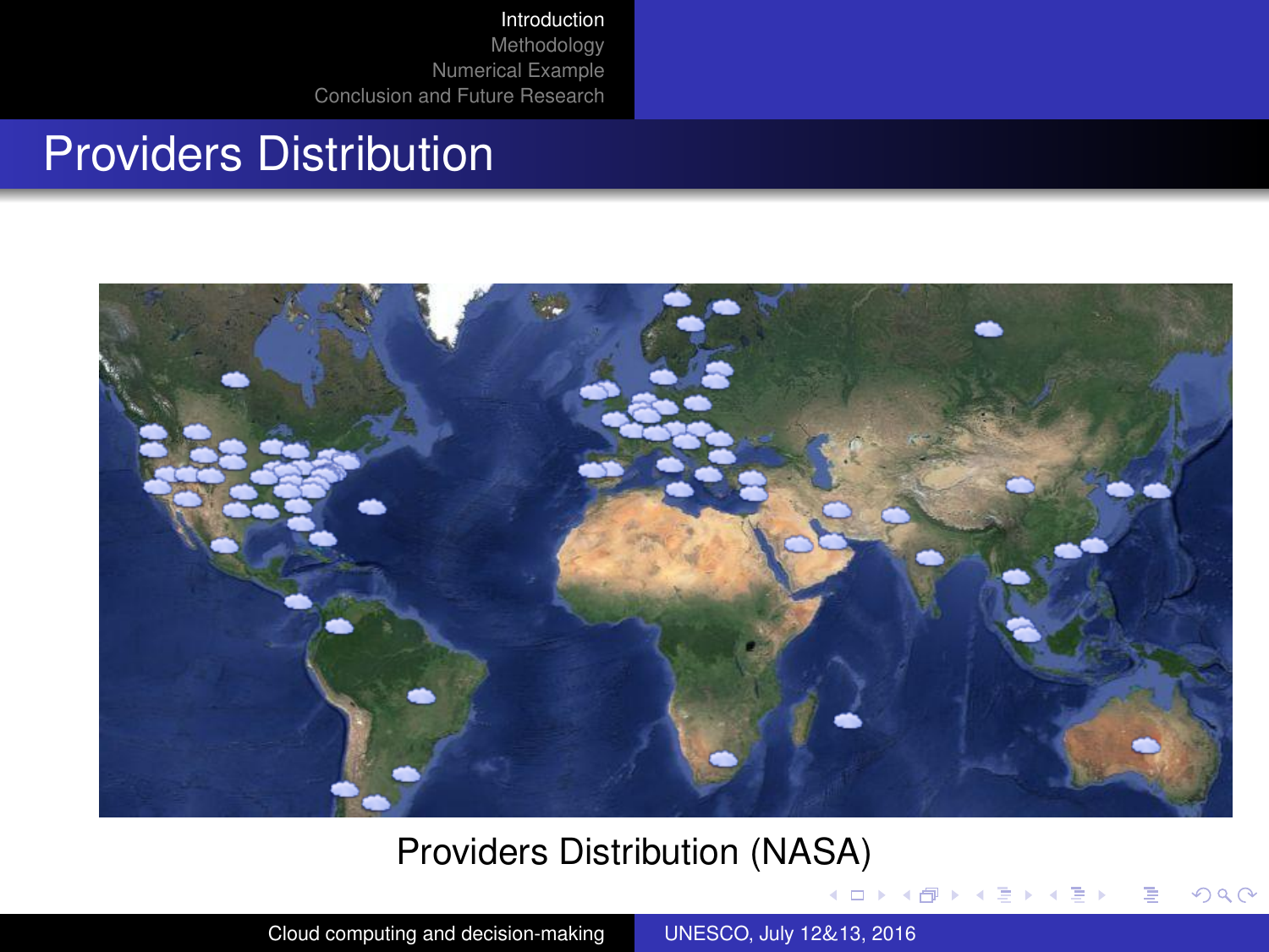# Providers Distribution

Providers Distribution (NASA)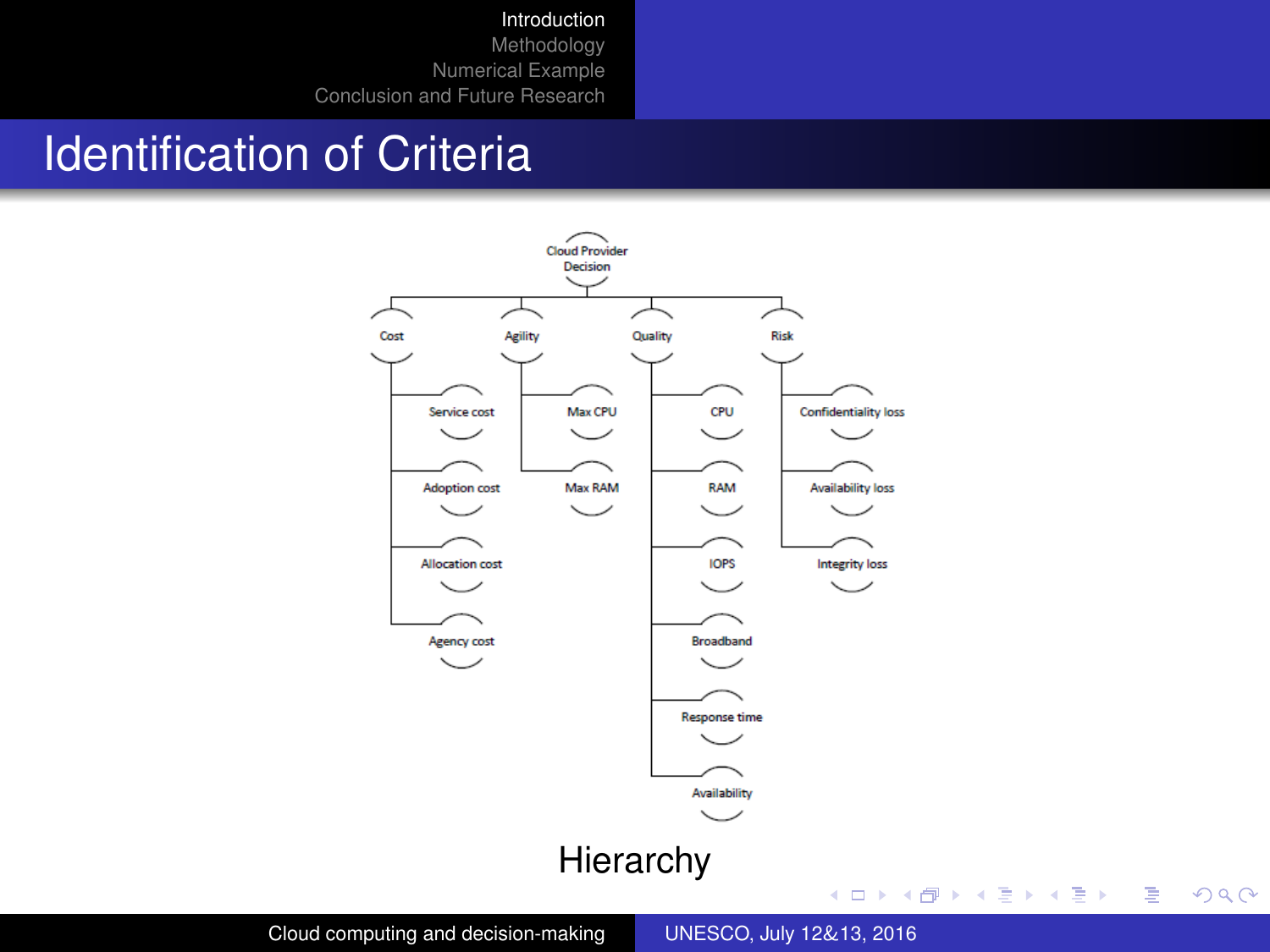# Identification of Criteria

- Cloud Provider Decision
  - Cost
    - Service cost
    - Adoption cost
    - Allocation cost
    - Agency cost
  - Agility
    - Max CPU
    - Max RAM
  - Quality
    - CPU
    - RAM
    - IOPS
    - Broadband
    - Response time
    - Availability
  - Risk
    - Confidentiality loss
    - Availability loss
    - Integrity loss

Hierarchy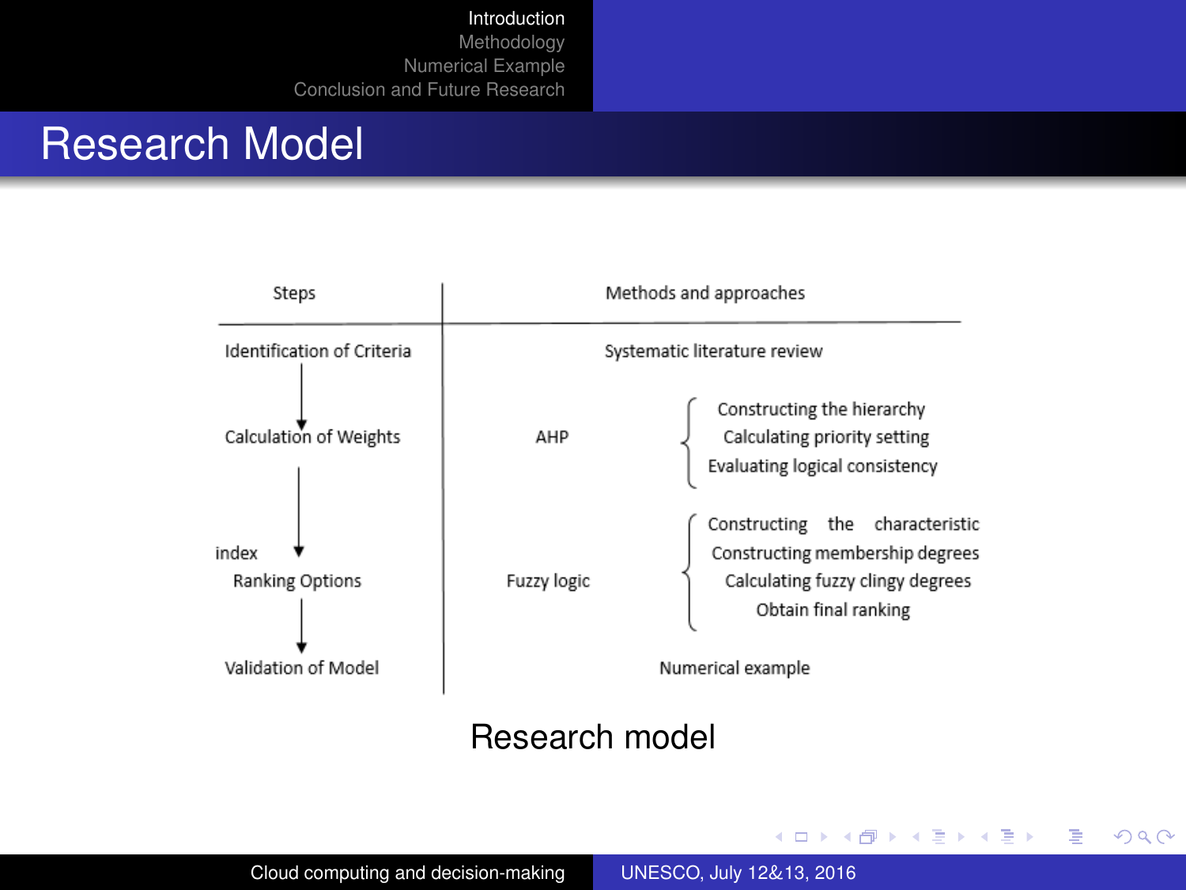# Research Model

| Steps | Methods and approaches | |
|---|---|---|
| Identification of Criteria | Systematic literature review | |
| Calculation of Weights | AHP | Constructing the hierarchy<br>Calculating priority setting<br>Evaluating logical consistency |
| index<br>Ranking Options | Fuzzy logic | Constructing the characteristic<br>Constructing membership degrees<br>Calculating fuzzy clingy degrees<br>Obtain final ranking |
| Validation of Model | Numerical example | |

Research model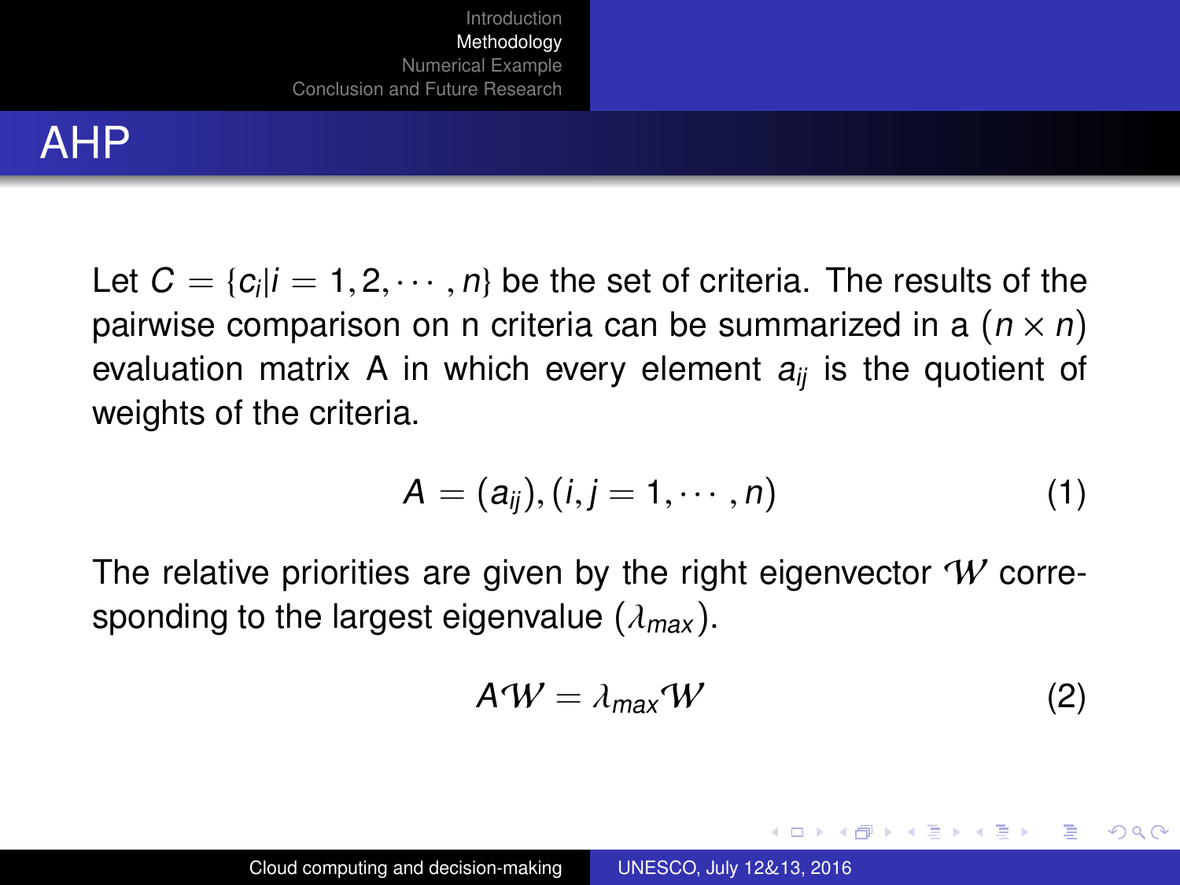## AHP

Let $C = \{c_i | i = 1, 2, \cdots, n\}$ be the set of criteria. The results of the pairwise comparison on n criteria can be summarized in a $(n \times n)$ evaluation matrix A in which every element $a_{ij}$ is the quotient of weights of the criteria.

$$A = (a_{ij}), (i, j = 1, \cdots, n) \tag{1}$$

The relative priorities are given by the right eigenvector $\mathcal{W}$ corresponding to the largest eigenvalue $(\lambda_{max})$.

$$A\mathcal{W} = \lambda_{max}\mathcal{W} \tag{2}$$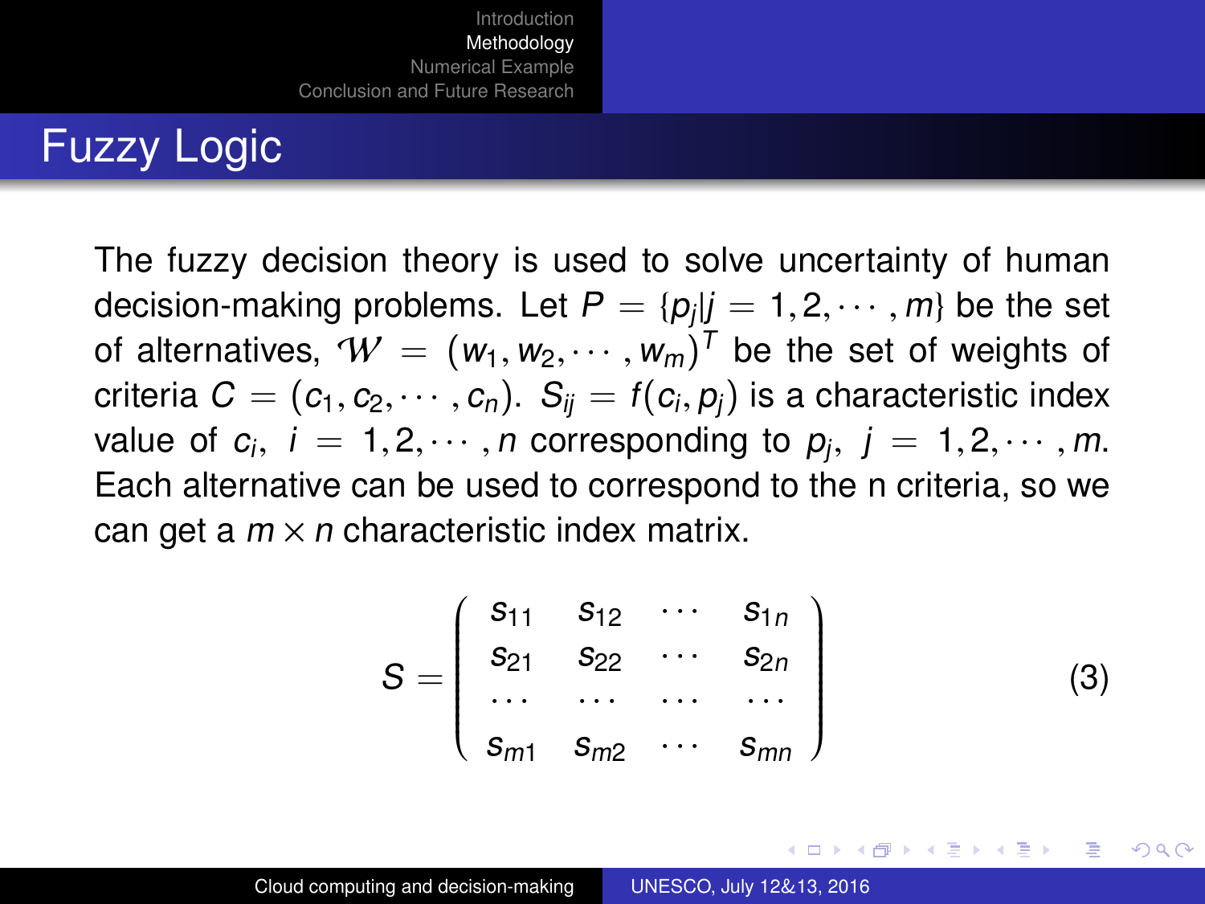# Fuzzy Logic

The fuzzy decision theory is used to solve uncertainty of human decision-making problems. Let $P = \{p_j | j = 1, 2, \cdots, m\}$ be the set of alternatives, $\mathcal{W} = (w_1, w_2, \cdots, w_m)^T$ be the set of weights of criteria $C = (c_1, c_2, \cdots, c_n)$. $S_{ij} = f(c_i, p_j)$ is a characteristic index value of $c_i$, $i = 1, 2, \cdots, n$ corresponding to $p_j$, $j = 1, 2, \cdots, m$. Each alternative can be used to correspond to the n criteria, so we can get a $m \times n$ characteristic index matrix.

$$S = \begin{pmatrix} s_{11} & s_{12} & \cdots & s_{1n} \\ s_{21} & s_{22} & \cdots & s_{2n} \\ \cdots & \cdots & \cdots & \cdots \\ s_{m1} & s_{m2} & \cdots & s_{mn} \end{pmatrix} \quad (3)$$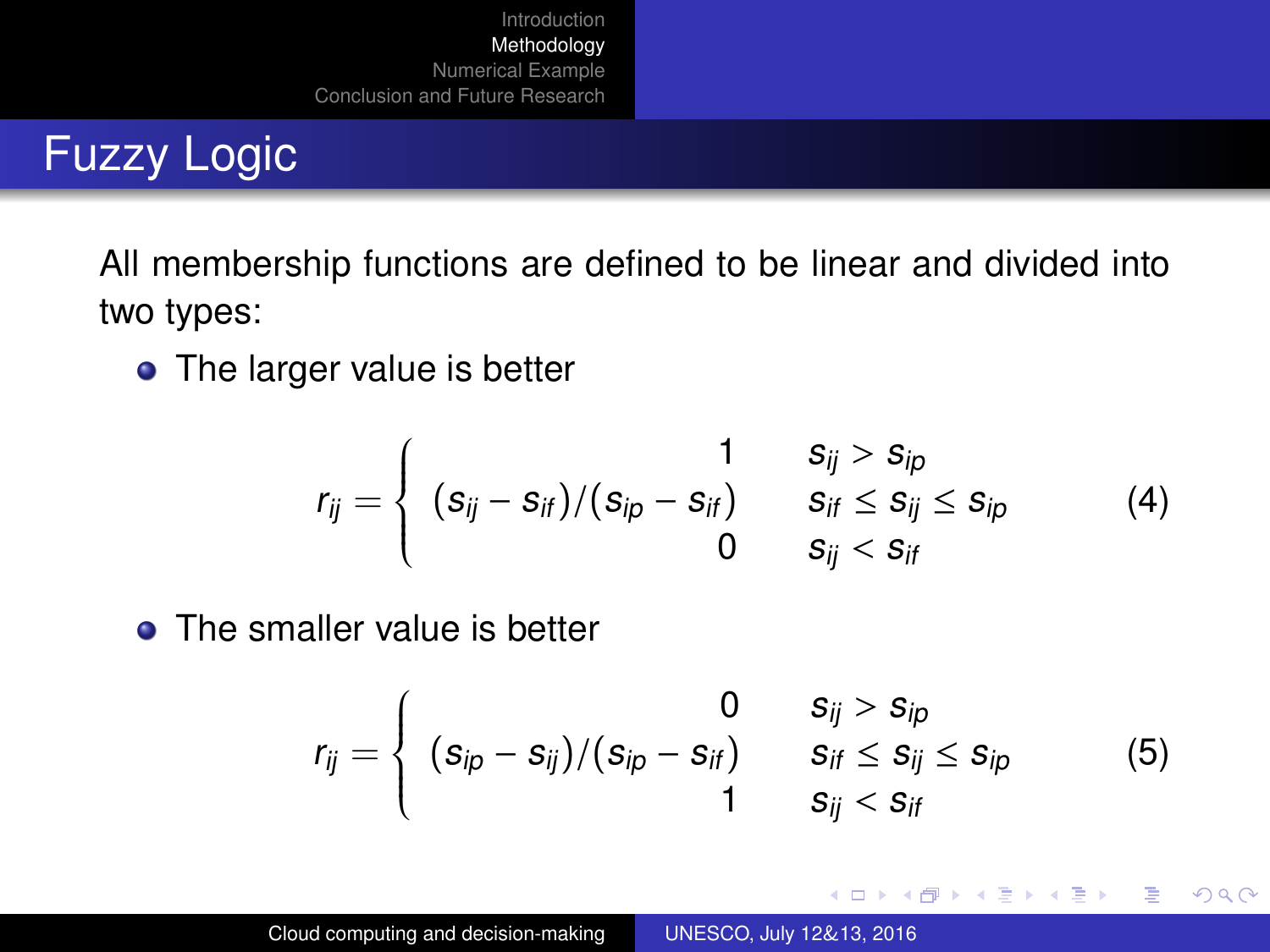# Fuzzy Logic

All membership functions are defined to be linear and divided into two types:

- The larger value is better

$$r_{ij} = \begin{cases} 1 & s_{ij} > s_{ip} \\ (s_{ij} - s_{if})/(s_{ip} - s_{if}) & s_{if} \leq s_{ij} \leq s_{ip} \\ 0 & s_{ij} < s_{if} \end{cases} \tag{4}$$

- The smaller value is better

$$r_{ij} = \begin{cases} 0 & s_{ij} > s_{ip} \\ (s_{ip} - s_{ij})/(s_{ip} - s_{if}) & s_{if} \leq s_{ij} \leq s_{ip} \\ 1 & s_{ij} < s_{if} \end{cases} \tag{5}$$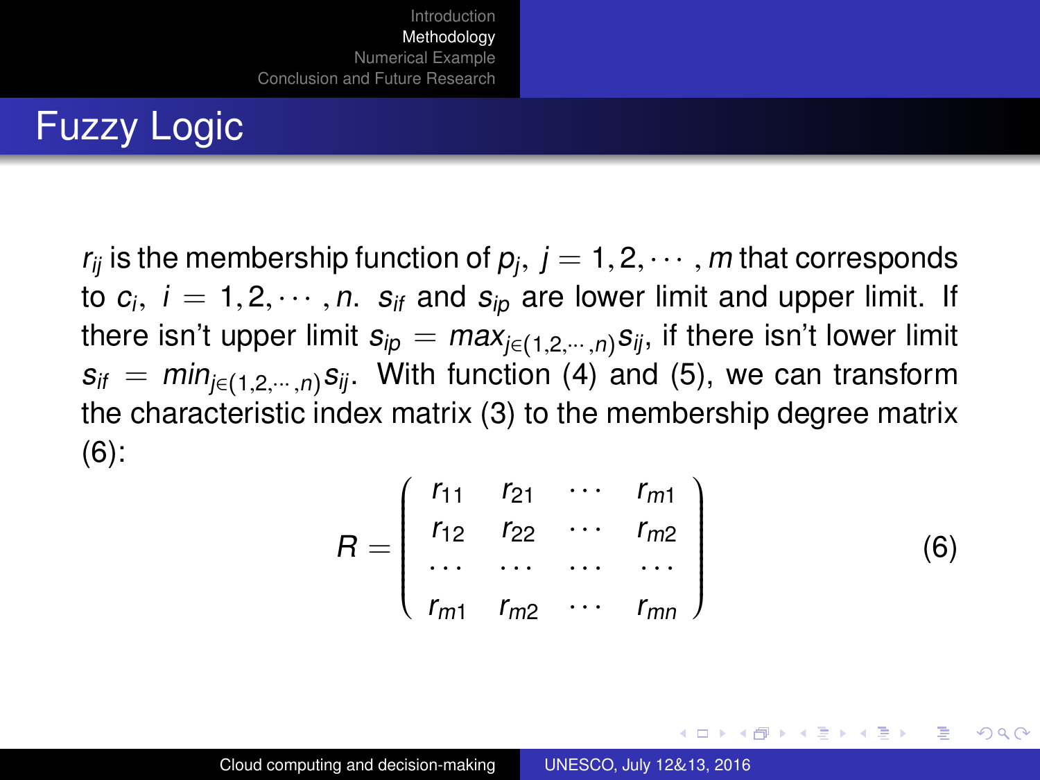# Fuzzy Logic

$r_{ij}$ is the membership function of $p_j$, $j = 1, 2, \cdots, m$ that corresponds to $c_i$, $i = 1, 2, \cdots, n$. $s_{if}$ and $s_{ip}$ are lower limit and upper limit. If there isn't upper limit $s_{ip} = max_{j \in (1,2,\cdots,n)} s_{ij}$, if there isn't lower limit $s_{if} = min_{j \in (1,2,\cdots,n)} s_{ij}$. With function (4) and (5), we can transform the characteristic index matrix (3) to the membership degree matrix (6):

$$R = \begin{pmatrix} r_{11} & r_{21} & \cdots & r_{m1} \\ r_{12} & r_{22} & \cdots & r_{m2} \\ \cdots & \cdots & \cdots & \cdots \\ r_{m1} & r_{m2} & \cdots & r_{mn} \end{pmatrix} \tag{6}$$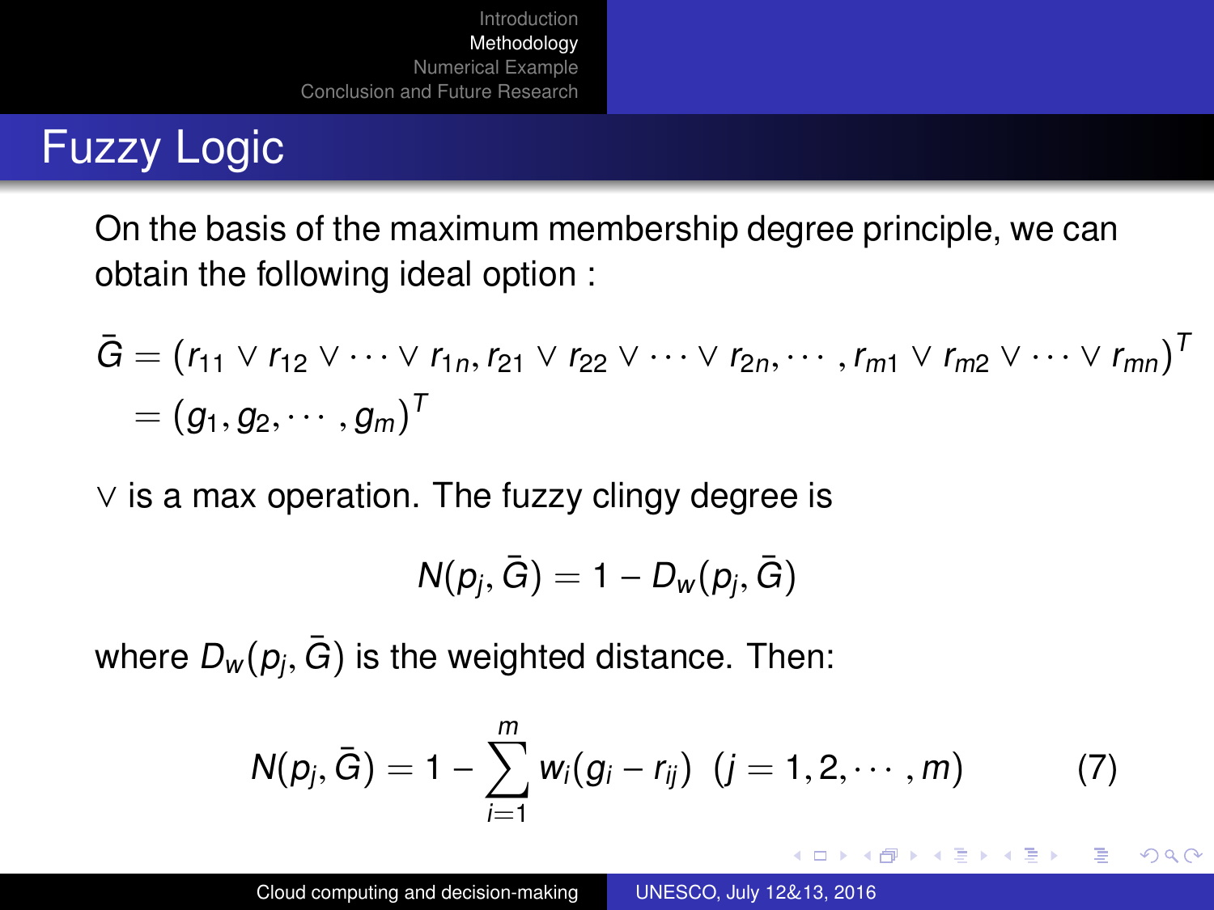# Fuzzy Logic

On the basis of the maximum membership degree principle, we can obtain the following ideal option :

$$
\begin{aligned}
\bar{G} &= (r_{11} \vee r_{12} \vee \cdots \vee r_{1n}, r_{21} \vee r_{22} \vee \cdots \vee r_{2n}, \cdots, r_{m1} \vee r_{m2} \vee \cdots \vee r_{mn})^T \\
&= (g_1, g_2, \cdots, g_m)^T
\end{aligned}
$$

$\vee$ is a max operation. The fuzzy clingy degree is

$$N(p_j, \bar{G}) = 1 - D_w(p_j, \bar{G})$$

where $D_w(p_j, \bar{G})$ is the weighted distance. Then:

$$N(p_j, \bar{G}) = 1 - \sum_{i=1}^{m} w_i(g_i - r_{ij}) \ \ (j = 1, 2, \cdots, m) \tag{7}$$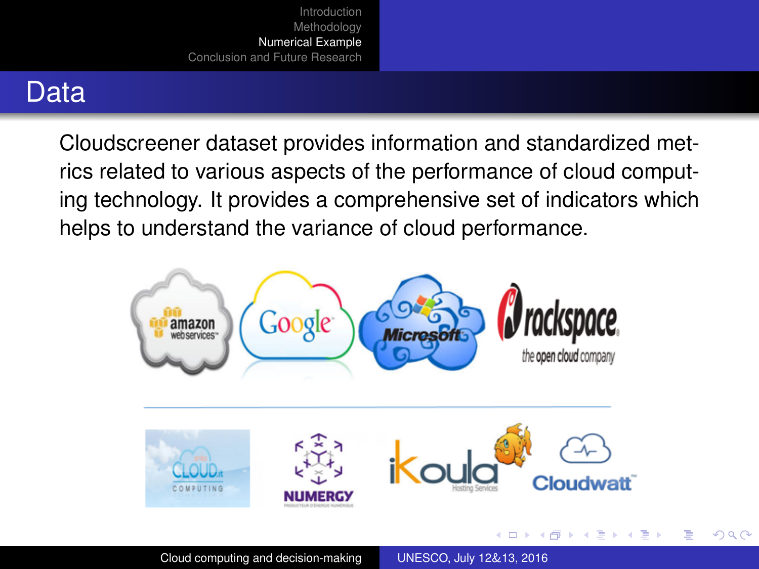## Data

Cloudscreener dataset provides information and standardized metrics related to various aspects of the performance of cloud computing technology. It provides a comprehensive set of indicators which helps to understand the variance of cloud performance.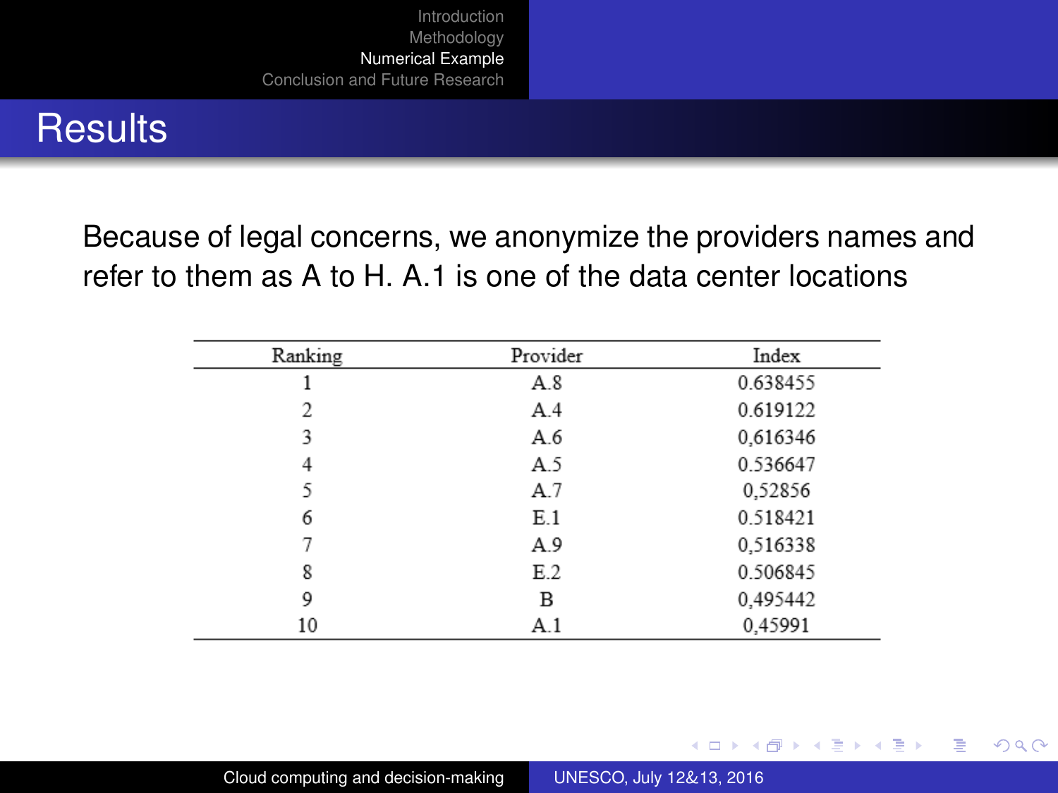## Results

Because of legal concerns, we anonymize the providers names and refer to them as A to H. A.1 is one of the data center locations

| Ranking | Provider | Index |
|---|---|---|
| 1 | A.8 | 0.638455 |
| 2 | A.4 | 0.619122 |
| 3 | A.6 | 0,616346 |
| 4 | A.5 | 0.536647 |
| 5 | A.7 | 0,52856 |
| 6 | E.1 | 0.518421 |
| 7 | A.9 | 0,516338 |
| 8 | E.2 | 0.506845 |
| 9 | B | 0,495442 |
| 10 | A.1 | 0,45991 |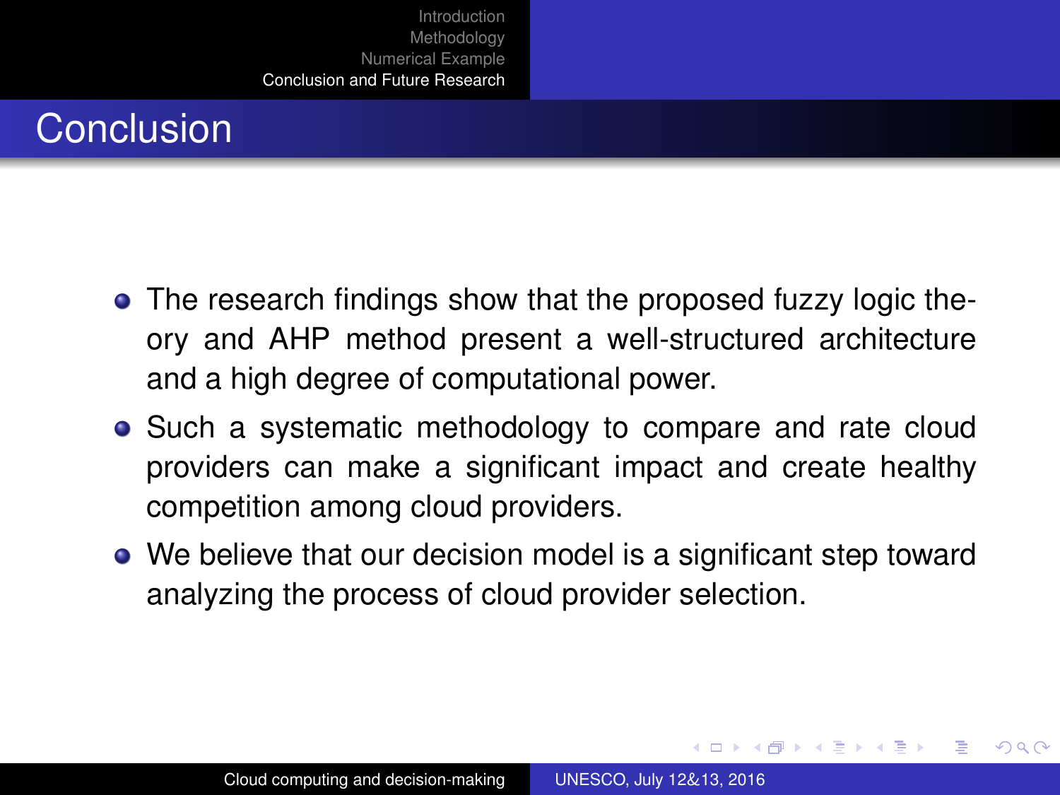# Conclusion

- The research findings show that the proposed fuzzy logic theory and AHP method present a well-structured architecture and a high degree of computational power.
- Such a systematic methodology to compare and rate cloud providers can make a significant impact and create healthy competition among cloud providers.
- We believe that our decision model is a significant step toward analyzing the process of cloud provider selection.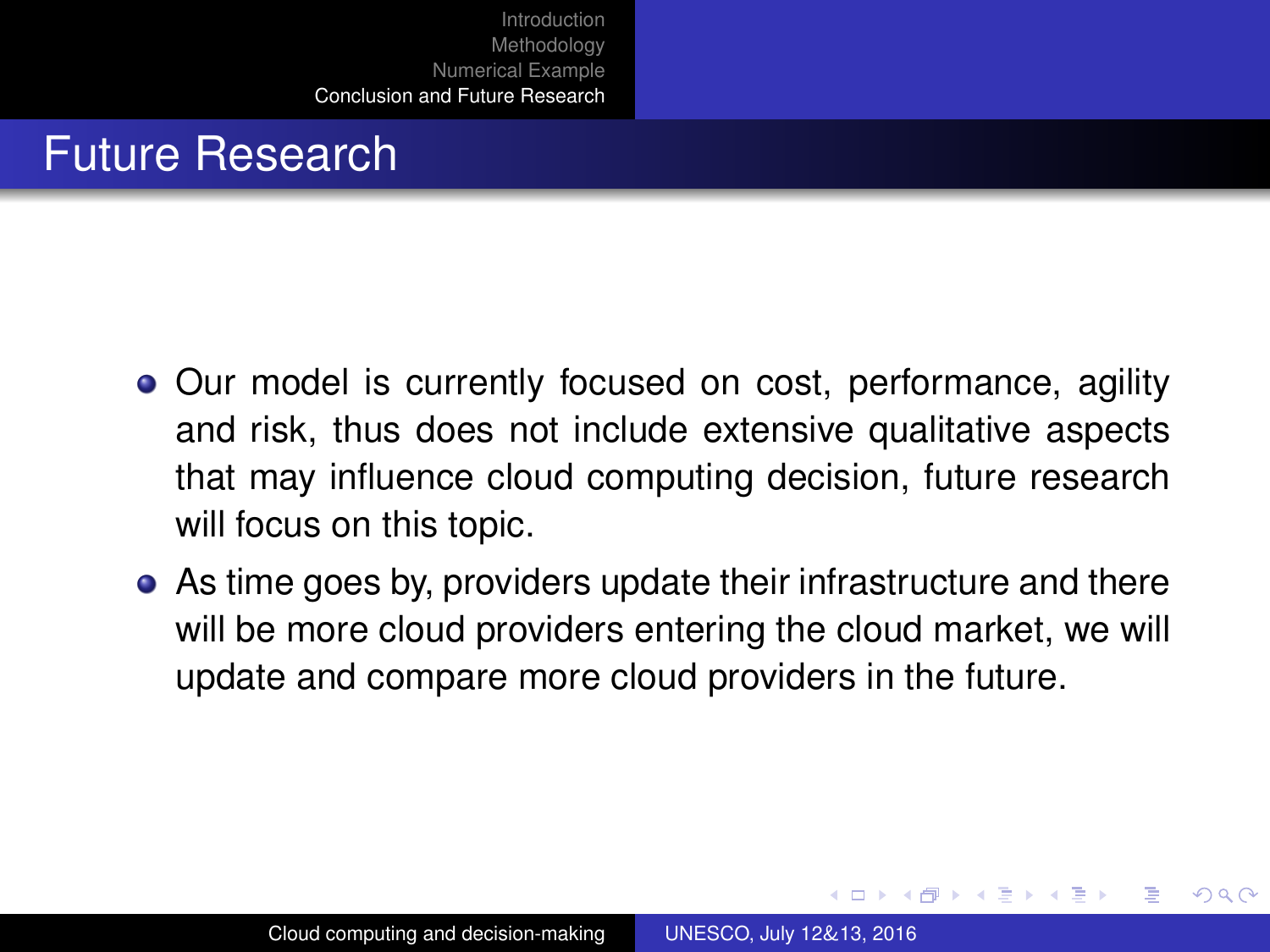# Future Research

- Our model is currently focused on cost, performance, agility and risk, thus does not include extensive qualitative aspects that may influence cloud computing decision, future research will focus on this topic.
- As time goes by, providers update their infrastructure and there will be more cloud providers entering the cloud market, we will update and compare more cloud providers in the future.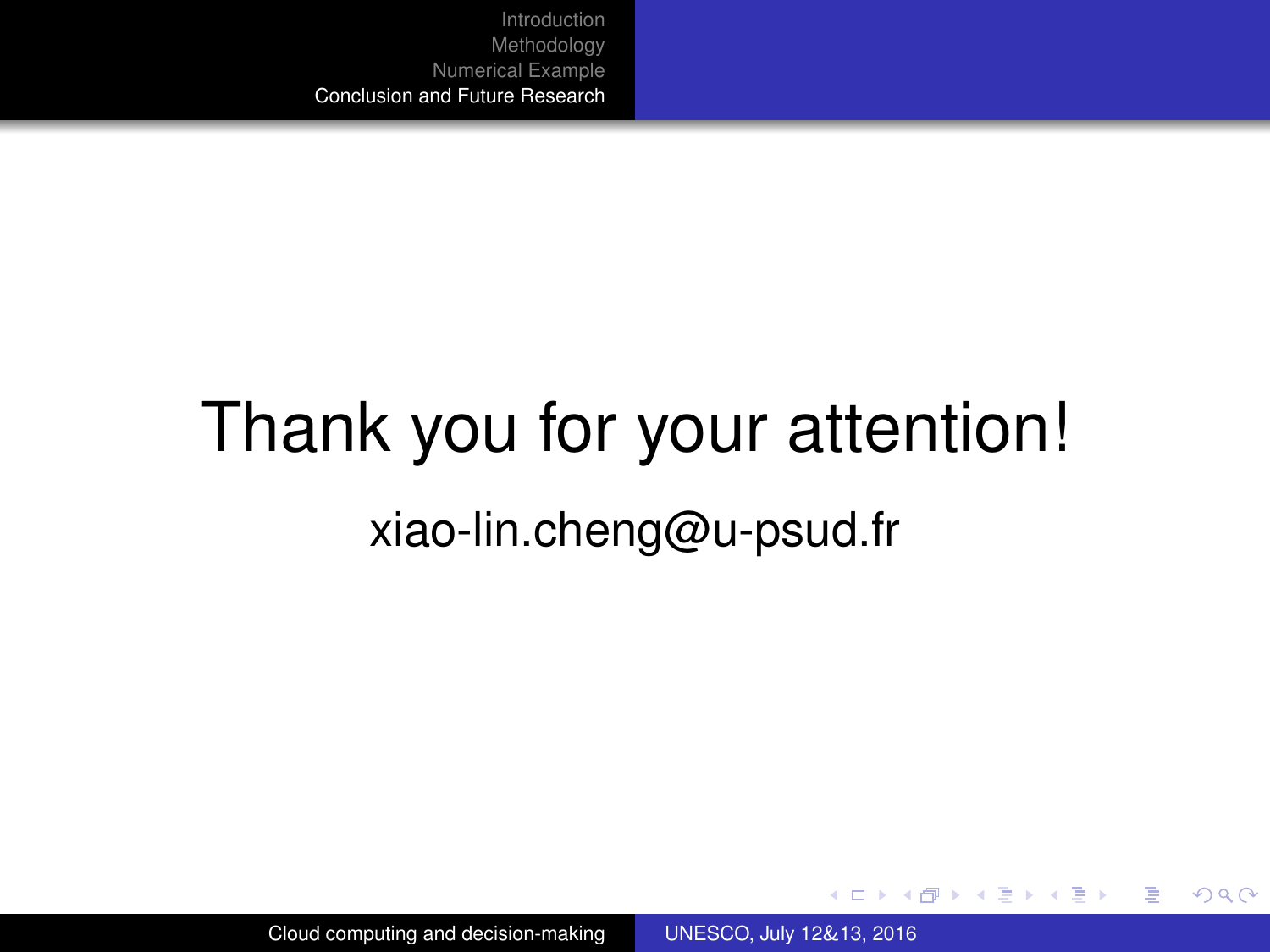# Thank you for your attention!

xiao-lin.cheng@u-psud.fr